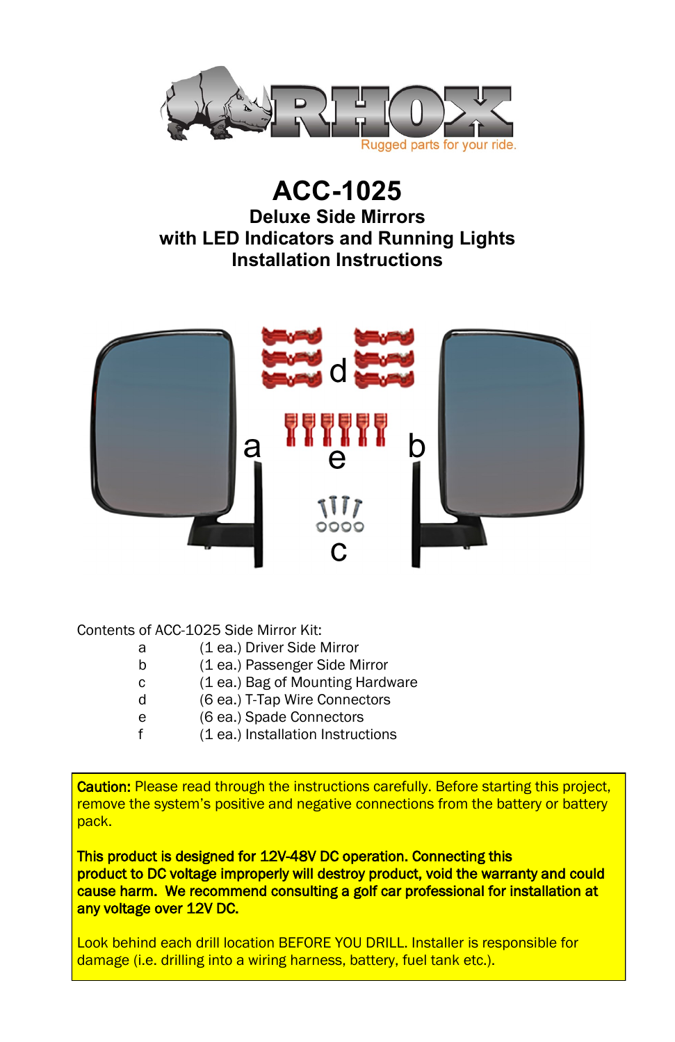RHOX

Rugged parts for your ride.

# ACC-1025

## Deluxe Side Mirrors with LED Indicators and Running Lights Installation Instructions

Contents of ACC-1025 Side Mirror Kit:

| | |
|---|---|
| a | (1 ea.) Driver Side Mirror |
| b | (1 ea.) Passenger Side Mirror |
| c | (1 ea.) Bag of Mounting Hardware |
| d | (6 ea.) T-Tap Wire Connectors |
| e | (6 ea.) Spade Connectors |
| f | (1 ea.) Installation Instructions |

**Caution:** Please read through the instructions carefully. Before starting this project, remove the system's positive and negative connections from the battery or battery pack.

**This product is designed for 12V-48V DC operation. Connecting this product to DC voltage improperly will destroy product, void the warranty and could cause harm. We recommend consulting a golf car professional for installation at any voltage over 12V DC.**

Look behind each drill location BEFORE YOU DRILL. Installer is responsible for damage (i.e. drilling into a wiring harness, battery, fuel tank etc.).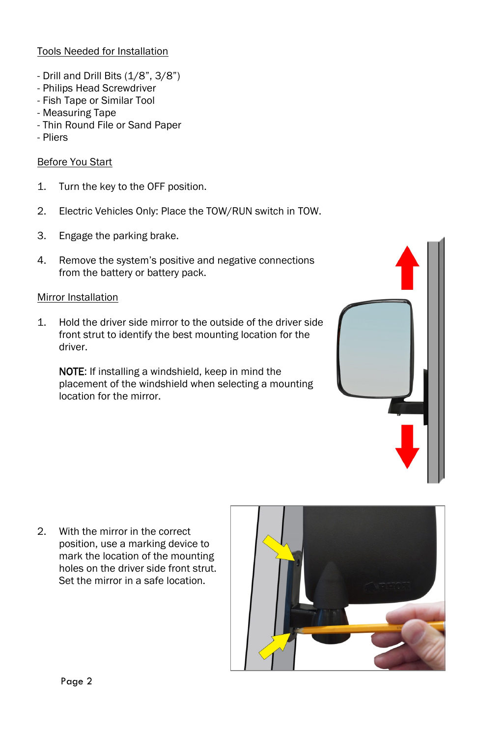Tools Needed for Installation

- Drill and Drill Bits (1/8”, 3/8”)
- Philips Head Screwdriver
- Fish Tape or Similar Tool
- Measuring Tape
- Thin Round File or Sand Paper
- Pliers

Before You Start

1. Turn the key to the OFF position.
2. Electric Vehicles Only: Place the TOW/RUN switch in TOW.
3. Engage the parking brake.
4. Remove the system’s positive and negative connections from the battery or battery pack.

Mirror Installation

1. Hold the driver side mirror to the outside of the driver side front strut to identify the best mounting location for the driver.

   **NOTE**: If installing a windshield, keep in mind the placement of the windshield when selecting a mounting location for the mirror.

2. With the mirror in the correct position, use a marking device to mark the location of the mounting holes on the driver side front strut. Set the mirror in a safe location.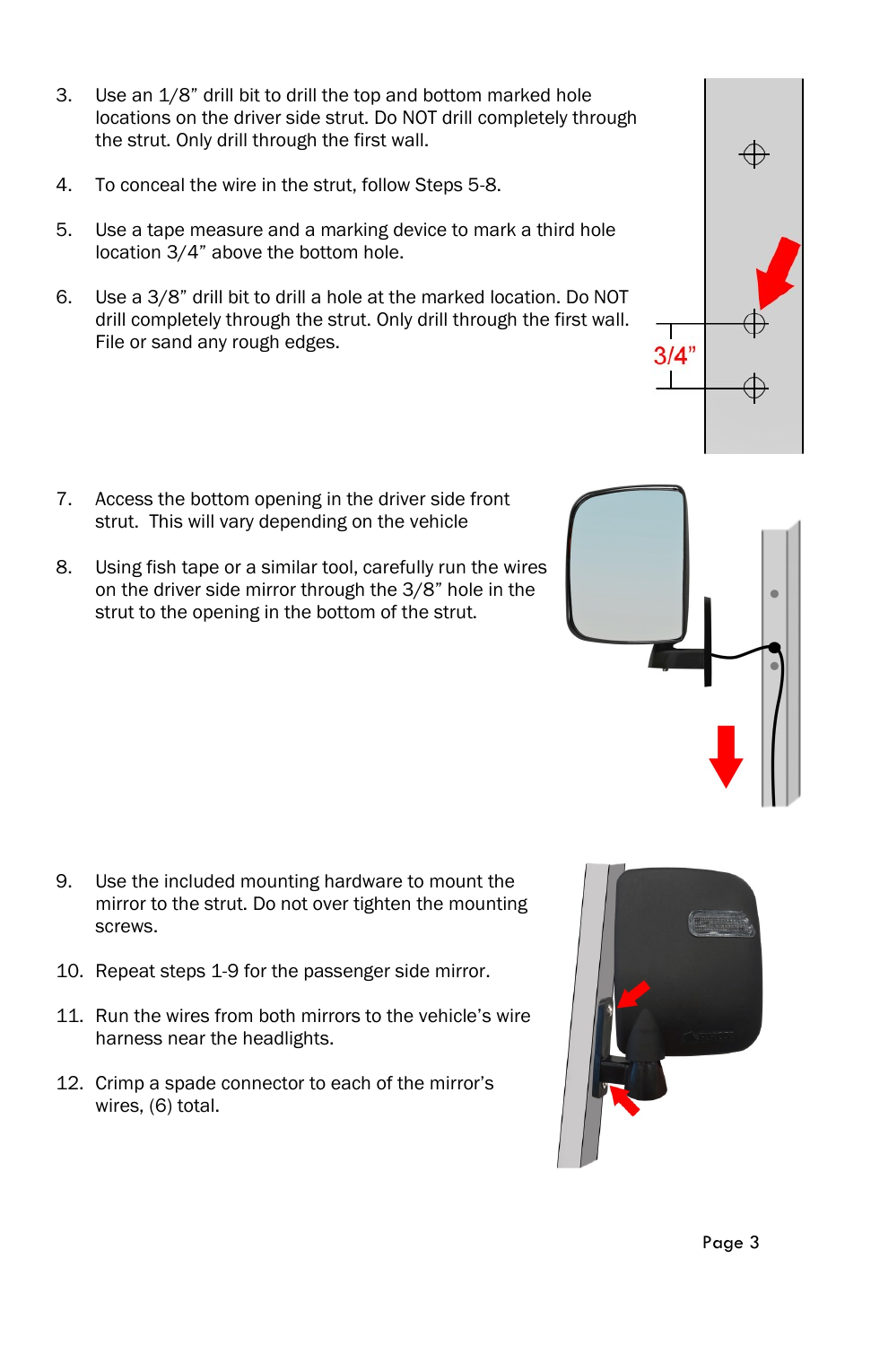3. Use an 1/8” drill bit to drill the top and bottom marked hole locations on the driver side strut. Do NOT drill completely through the strut. Only drill through the first wall.

4. To conceal the wire in the strut, follow Steps 5-8.

5. Use a tape measure and a marking device to mark a third hole location 3/4” above the bottom hole.

6. Use a 3/8” drill bit to drill a hole at the marked location. Do NOT drill completely through the strut. Only drill through the first wall. File or sand any rough edges.

7. Access the bottom opening in the driver side front strut. This will vary depending on the vehicle

8. Using fish tape or a similar tool, carefully run the wires on the driver side mirror through the 3/8” hole in the strut to the opening in the bottom of the strut.

9. Use the included mounting hardware to mount the mirror to the strut. Do not over tighten the mounting screws.

10. Repeat steps 1-9 for the passenger side mirror.

11. Run the wires from both mirrors to the vehicle’s wire harness near the headlights.

12. Crimp a spade connector to each of the mirror’s wires, (6) total.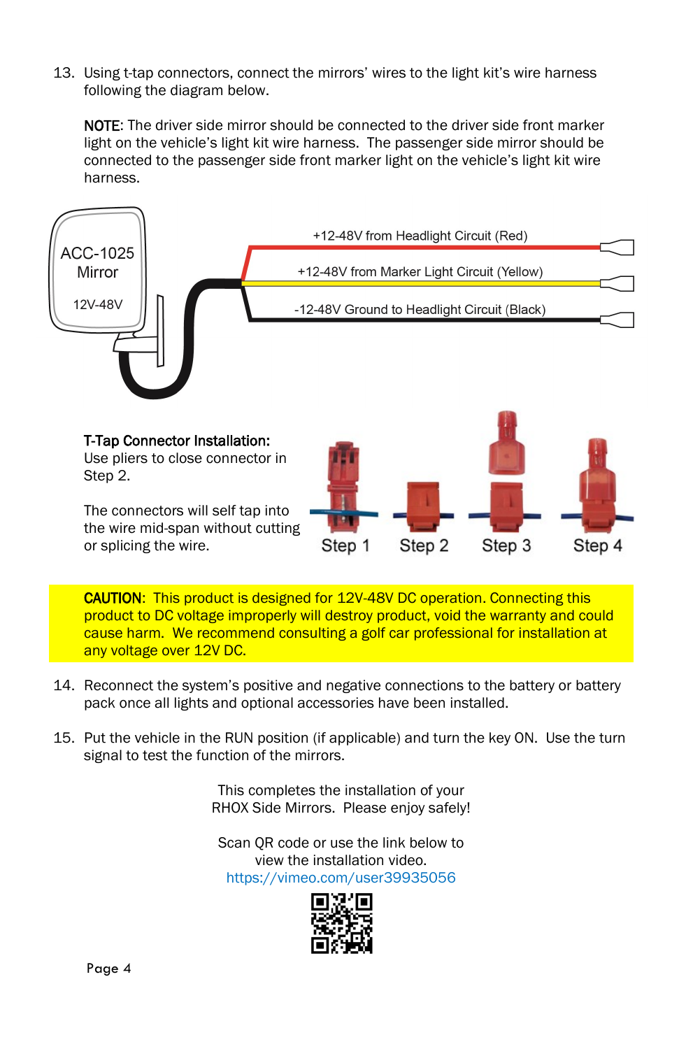13. Using t-tap connectors, connect the mirrors' wires to the light kit's wire harness following the diagram below.

    **NOTE**: The driver side mirror should be connected to the driver side front marker light on the vehicle's light kit wire harness. The passenger side mirror should be connected to the passenger side front marker light on the vehicle's light kit wire harness.

ACC-1025
Mirror
12V-48V

+12-48V from Headlight Circuit (Red)
+12-48V from Marker Light Circuit (Yellow)
-12-48V Ground to Headlight Circuit (Black)

**T-Tap Connector Installation:**
Use pliers to close connector in Step 2.

The connectors will self tap into the wire mid-span without cutting or splicing the wire.

Step 1   Step 2   Step 3   Step 4

**CAUTION**: This product is designed for 12V-48V DC operation. Connecting this product to DC voltage improperly will destroy product, void the warranty and could cause harm. We recommend consulting a golf car professional for installation at any voltage over 12V DC.

14. Reconnect the system's positive and negative connections to the battery or battery pack once all lights and optional accessories have been installed.

15. Put the vehicle in the RUN position (if applicable) and turn the key ON. Use the turn signal to test the function of the mirrors.

This completes the installation of your RHOX Side Mirrors. Please enjoy safely!

Scan QR code or use the link below to view the installation video.
https://vimeo.com/user39935056